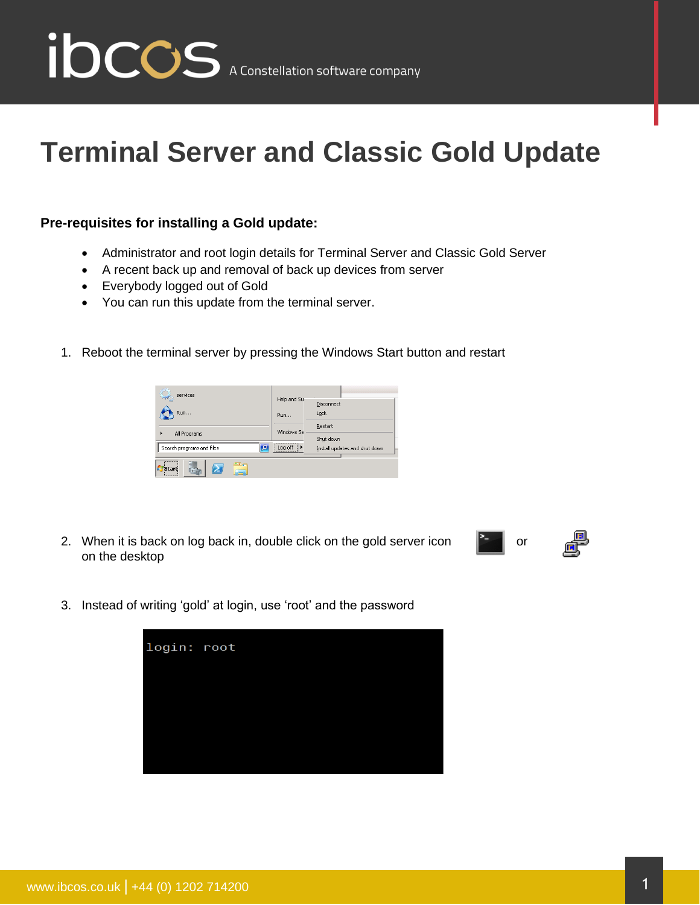# Terminal Server and Classic Gold Update

**Pre-requisites for installing a Gold update:**

- Administrator and root login details for Terminal Server and Classic Gold Server
- A recent back up and removal of back up devices from server
- Everybody logged out of Gold
- You can run this update from the terminal server.

1. Reboot the terminal server by pressing the Windows Start button and restart

2. When it is back on log back in, double click on the gold server icon on the desktop or

3. Instead of writing 'gold' at login, use 'root' and the password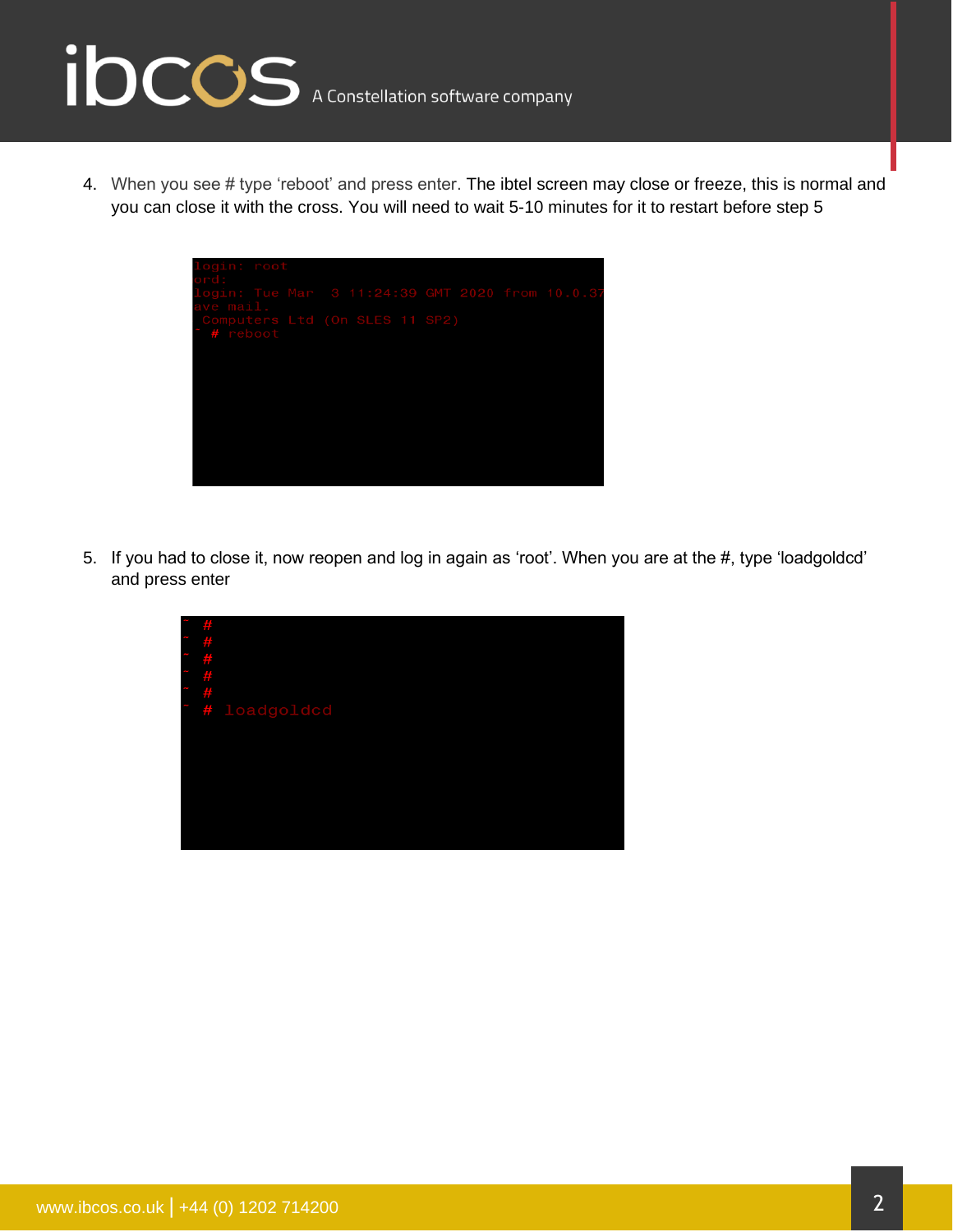4. When you see # type 'reboot' and press enter. The ibtel screen may close or freeze, this is normal and you can close it with the cross. You will need to wait 5-10 minutes for it to restart before step 5

```
login: root
ord:
login: Tue Mar  3 11:24:39 GMT 2020 from 10.0.37
ave mail.
 Computers Ltd (On SLES 11 SP2)
~ # reboot
```

5. If you had to close it, now reopen and log in again as 'root'. When you are at the #, type 'loadgoldcd' and press enter

```
~ #
~ #
~ #
~ #
~ #
~ # loadgoldcd
```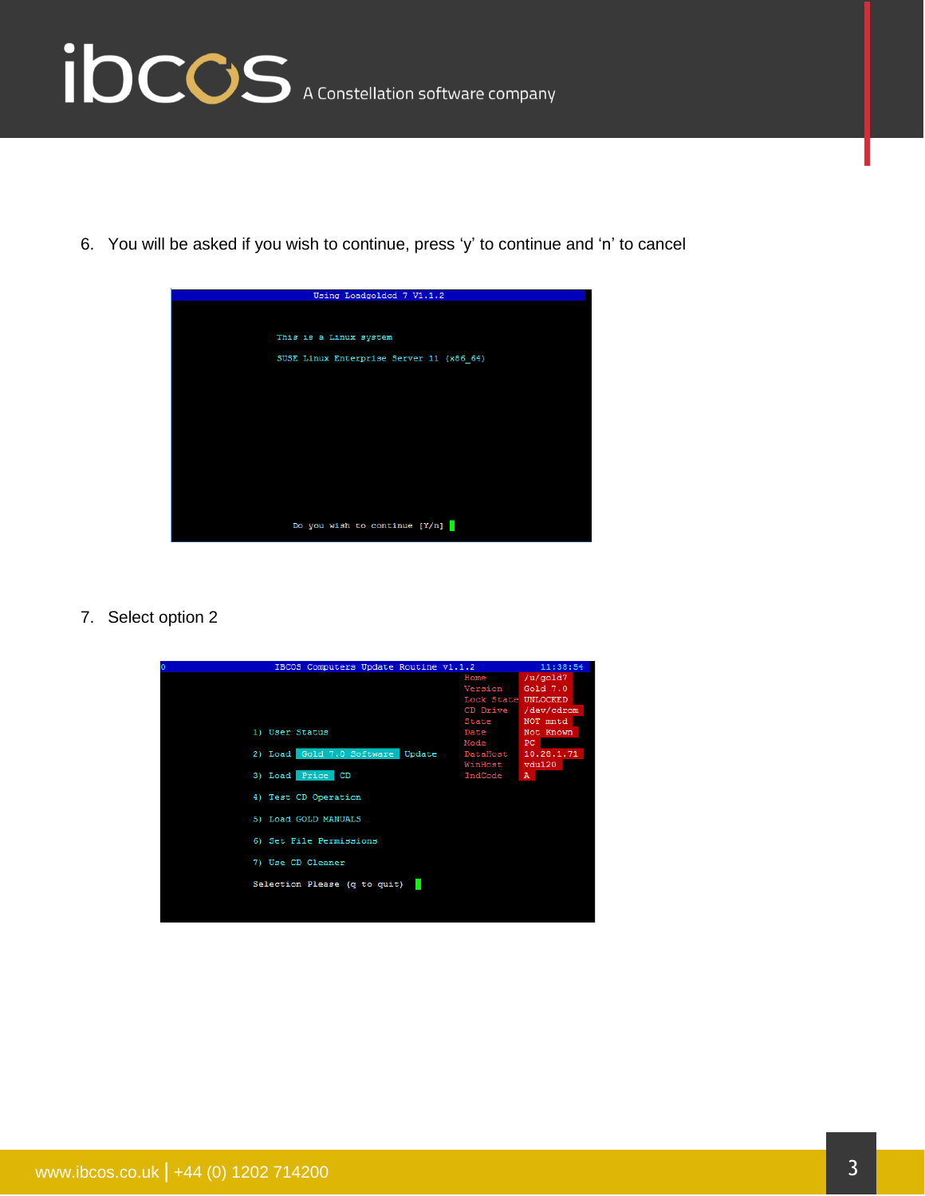6. You will be asked if you wish to continue, press ‘y’ to continue and ‘n’ to cancel

```
                    Using Loadgoldcd 7 V1.1.2

        This is a Linux system

        SUSE Linux Enterprise Server 11 (x86_64)



          Do you wish to continue [Y/n]
```

7. Select option 2

```
0              IBCOS Computers Update Routine v1.1.2            11:38:54
                                            Home        /u/gold7
                                            Version     Gold 7.0
                                            Lock State  UNLOCKED
                                            CD Drive    /dev/cdrom
                                            State       NOT mntd
      1) User Status                        Date        Not Known
                                            Mode        PC
      2) Load  Gold 7.0 Software  Update    DataHost    10.28.1.71
                                            WinHost     vdu120
      3) Load  Price  CD                    IndCode     A

      4) Test CD Operation

      5) Load GOLD MANUALS

      6) Set File Permissions

      7) Use CD Cleaner

      Selection Please (q to quit)
```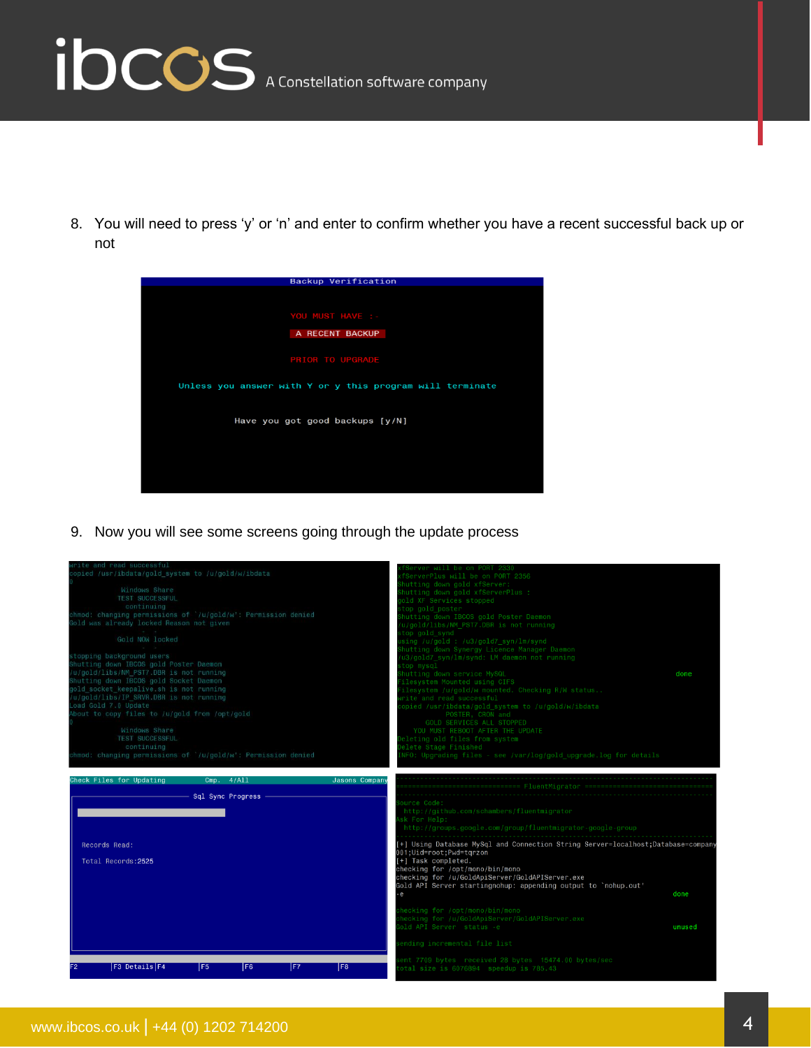8. You will need to press ‘y’ or ‘n’ and enter to confirm whether you have a recent successful back up or not

```
Backup Verification

YOU MUST HAVE :-
A RECENT BACKUP
PRIOR TO UPGRADE

Unless you answer with Y or y this program will terminate

Have you got good backups [y/N]
```

9. Now you will see some screens going through the update process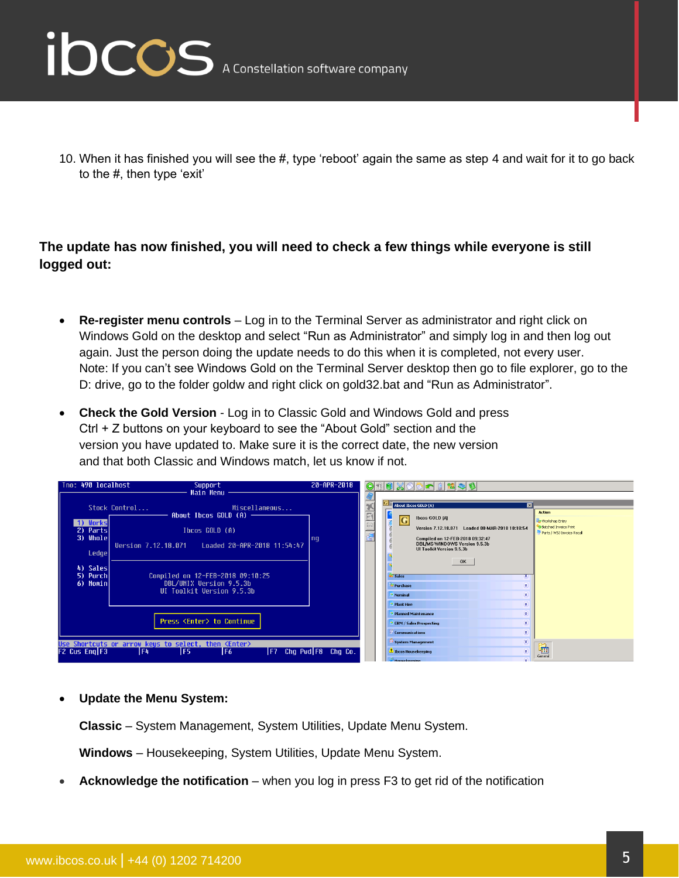10. When it has finished you will see the #, type ‘reboot’ again the same as step 4 and wait for it to go back to the #, then type ‘exit’

**The update has now finished, you will need to check a few things while everyone is still logged out:**

- **Re-register menu controls** – Log in to the Terminal Server as administrator and right click on Windows Gold on the desktop and select “Run as Administrator” and simply log in and then log out again. Just the person doing the update needs to do this when it is completed, not every user. Note: If you can’t see Windows Gold on the Terminal Server desktop then go to file explorer, go to the D: drive, go to the folder goldw and right click on gold32.bat and “Run as Administrator”.

- **Check the Gold Version** - Log in to Classic Gold and Windows Gold and press Ctrl + Z buttons on your keyboard to see the “About Gold” section and the version you have updated to. Make sure it is the correct date, the new version and that both Classic and Windows match, let us know if not.

- **Update the Menu System:**

  **Classic** – System Management, System Utilities, Update Menu System.

  **Windows** – Housekeeping, System Utilities, Update Menu System.

- **Acknowledge the notification** – when you log in press F3 to get rid of the notification